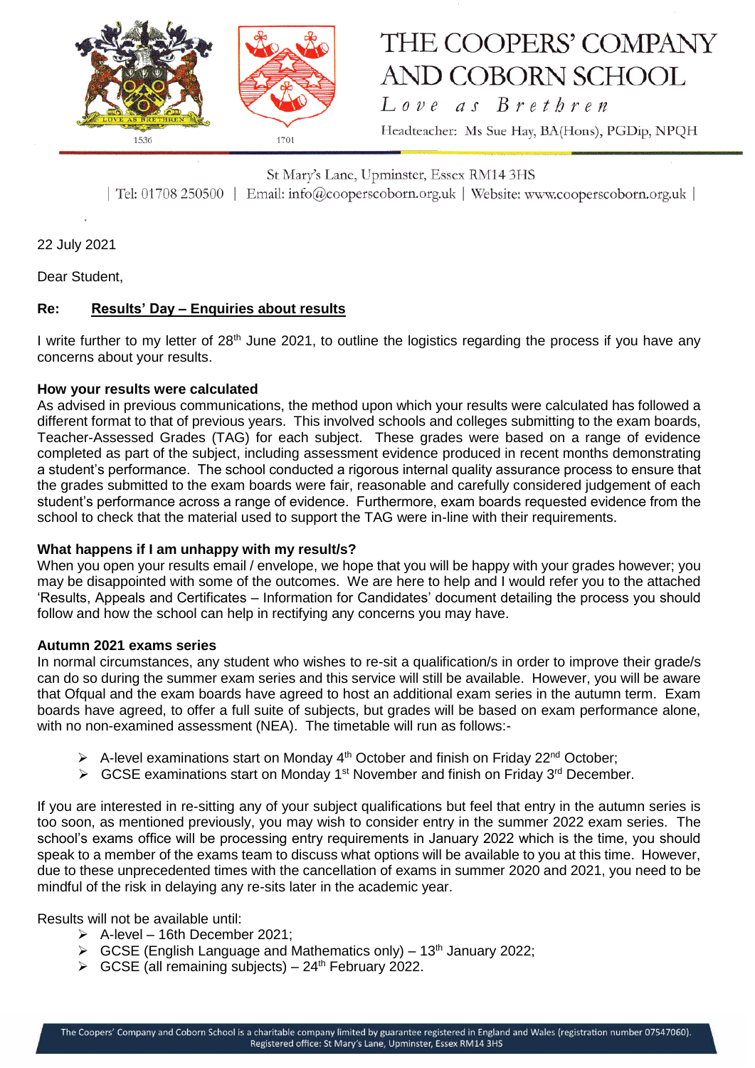# THE COOPERS' COMPANY AND COBORN SCHOOL

*Love as Brethren*

Headteacher: Ms Sue Hay, BA(Hons), PGDip, NPQH

St Mary's Lane, Upminster, Essex RM14 3HS

| Tel: 01708 250500 | Email: info@cooperscoborn.org.uk | Website: www.cooperscoborn.org.uk |

22 July 2021

Dear Student,

**Re: Results' Day – Enquiries about results**

I write further to my letter of 28th June 2021, to outline the logistics regarding the process if you have any concerns about your results.

**How your results were calculated**

As advised in previous communications, the method upon which your results were calculated has followed a different format to that of previous years. This involved schools and colleges submitting to the exam boards, Teacher-Assessed Grades (TAG) for each subject. These grades were based on a range of evidence completed as part of the subject, including assessment evidence produced in recent months demonstrating a student's performance. The school conducted a rigorous internal quality assurance process to ensure that the grades submitted to the exam boards were fair, reasonable and carefully considered judgement of each student's performance across a range of evidence. Furthermore, exam boards requested evidence from the school to check that the material used to support the TAG were in-line with their requirements.

**What happens if I am unhappy with my result/s?**

When you open your results email / envelope, we hope that you will be happy with your grades however; you may be disappointed with some of the outcomes. We are here to help and I would refer you to the attached 'Results, Appeals and Certificates – Information for Candidates' document detailing the process you should follow and how the school can help in rectifying any concerns you may have.

**Autumn 2021 exams series**

In normal circumstances, any student who wishes to re-sit a qualification/s in order to improve their grade/s can do so during the summer exam series and this service will still be available. However, you will be aware that Ofqual and the exam boards have agreed to host an additional exam series in the autumn term. Exam boards have agreed, to offer a full suite of subjects, but grades will be based on exam performance alone, with no non-examined assessment (NEA). The timetable will run as follows:-

- A-level examinations start on Monday 4th October and finish on Friday 22nd October;
- GCSE examinations start on Monday 1st November and finish on Friday 3rd December.

If you are interested in re-sitting any of your subject qualifications but feel that entry in the autumn series is too soon, as mentioned previously, you may wish to consider entry in the summer 2022 exam series. The school's exams office will be processing entry requirements in January 2022 which is the time, you should speak to a member of the exams team to discuss what options will be available to you at this time. However, due to these unprecedented times with the cancellation of exams in summer 2020 and 2021, you need to be mindful of the risk in delaying any re-sits later in the academic year.

Results will not be available until:

- A-level – 16th December 2021;
- GCSE (English Language and Mathematics only) – 13th January 2022;
- GCSE (all remaining subjects) – 24th February 2022.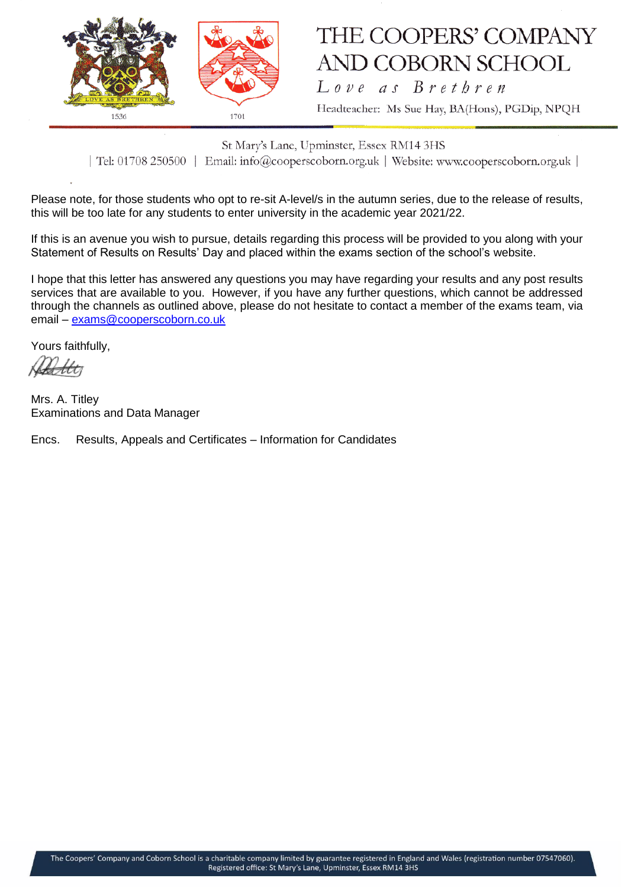Please note, for those students who opt to re-sit A-level/s in the autumn series, due to the release of results, this will be too late for any students to enter university in the academic year 2021/22.

If this is an avenue you wish to pursue, details regarding this process will be provided to you along with your Statement of Results on Results' Day and placed within the exams section of the school's website.

I hope that this letter has answered any questions you may have regarding your results and any post results services that are available to you. However, if you have any further questions, which cannot be addressed through the channels as outlined above, please do not hesitate to contact a member of the exams team, via email – exams@cooperscoborn.co.uk

Yours faithfully,

Mrs. A. Titley
Examinations and Data Manager

Encs. Results, Appeals and Certificates – Information for Candidates